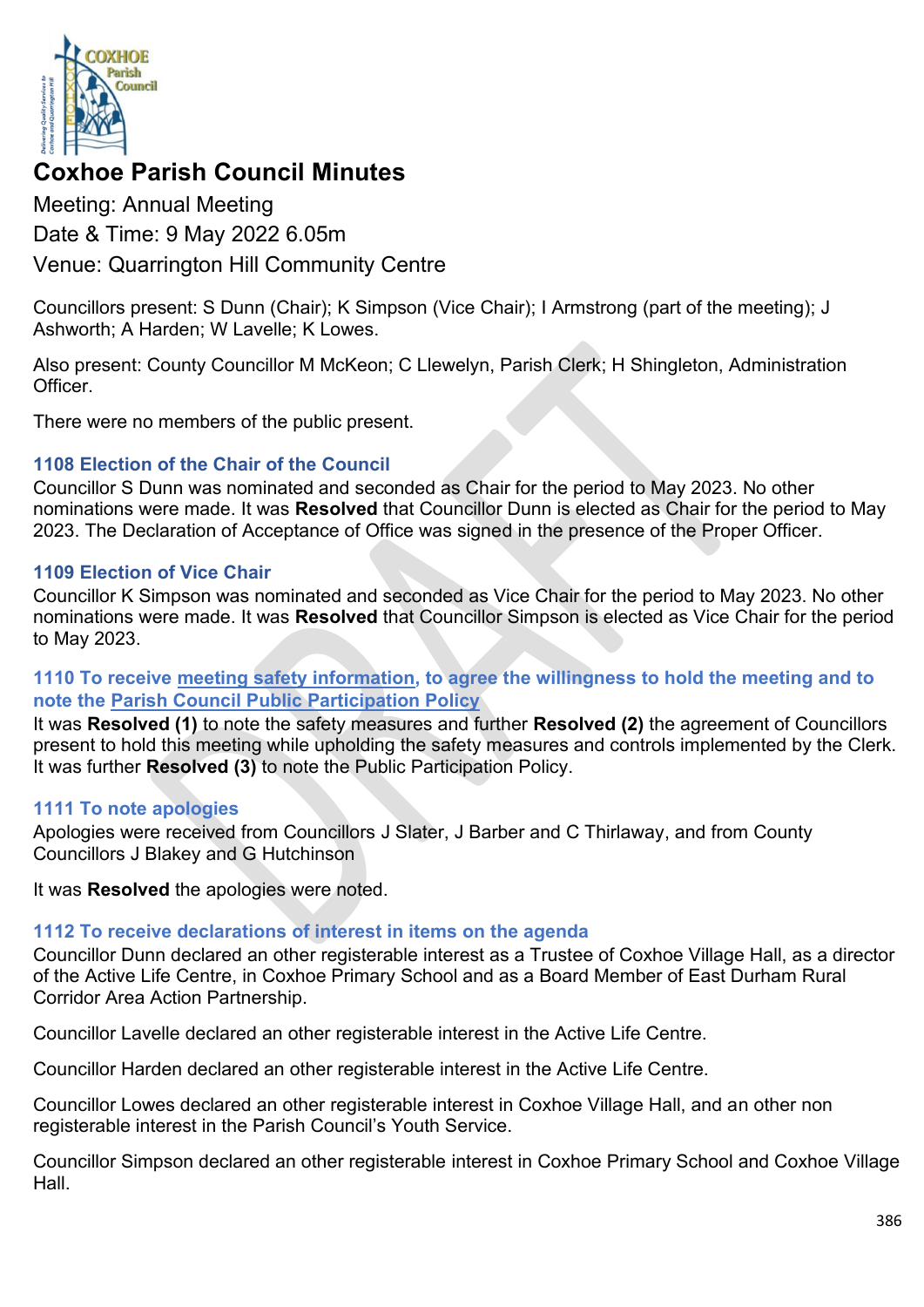# Coxhoe Parish Council Minutes

Meeting: Annual Meeting

Date & Time: 9 May 2022 6.05m

Venue: Quarrington Hill Community Centre

Councillors present: S Dunn (Chair); K Simpson (Vice Chair); I Armstrong (part of the meeting); J Ashworth; A Harden; W Lavelle; K Lowes.

Also present: County Councillor M McKeon; C Llewelyn, Parish Clerk; H Shingleton, Administration Officer.

There were no members of the public present.

## 1108 Election of the Chair of the Council

Councillor S Dunn was nominated and seconded as Chair for the period to May 2023. No other nominations were made. It was **Resolved** that Councillor Dunn is elected as Chair for the period to May 2023. The Declaration of Acceptance of Office was signed in the presence of the Proper Officer.

## 1109 Election of Vice Chair

Councillor K Simpson was nominated and seconded as Vice Chair for the period to May 2023. No other nominations were made. It was **Resolved** that Councillor Simpson is elected as Vice Chair for the period to May 2023.

## 1110 To receive meeting safety information, to agree the willingness to hold the meeting and to note the Parish Council Public Participation Policy

It was **Resolved (1)** to note the safety measures and further **Resolved (2)** the agreement of Councillors present to hold this meeting while upholding the safety measures and controls implemented by the Clerk. It was further **Resolved (3)** to note the Public Participation Policy.

## 1111 To note apologies

Apologies were received from Councillors J Slater, J Barber and C Thirlaway, and from County Councillors J Blakey and G Hutchinson

It was **Resolved** the apologies were noted.

## 1112 To receive declarations of interest in items on the agenda

Councillor Dunn declared an other registerable interest as a Trustee of Coxhoe Village Hall, as a director of the Active Life Centre, in Coxhoe Primary School and as a Board Member of East Durham Rural Corridor Area Action Partnership.

Councillor Lavelle declared an other registerable interest in the Active Life Centre.

Councillor Harden declared an other registerable interest in the Active Life Centre.

Councillor Lowes declared an other registerable interest in Coxhoe Village Hall, and an other non registerable interest in the Parish Council's Youth Service.

Councillor Simpson declared an other registerable interest in Coxhoe Primary School and Coxhoe Village Hall.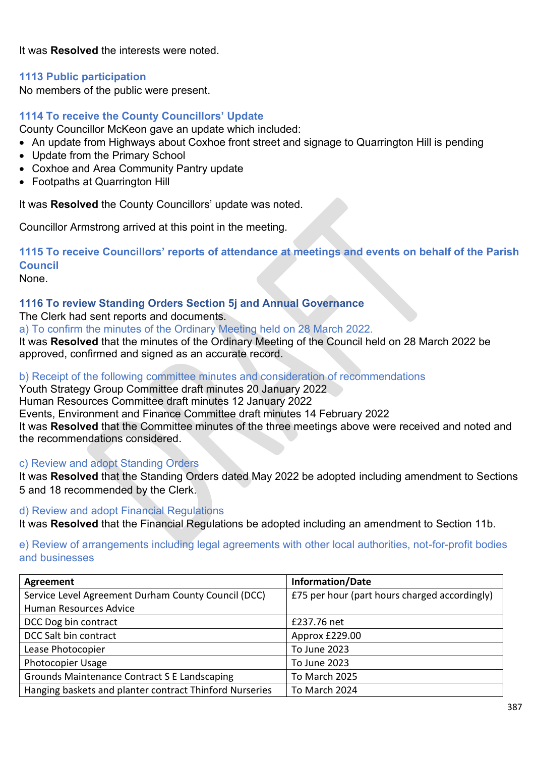It was **Resolved** the interests were noted.

### 1113 Public participation

No members of the public were present.

### 1114 To receive the County Councillors' Update

County Councillor McKeon gave an update which included:

- An update from Highways about Coxhoe front street and signage to Quarrington Hill is pending
- Update from the Primary School
- Coxhoe and Area Community Pantry update
- Footpaths at Quarrington Hill

It was **Resolved** the County Councillors' update was noted.

Councillor Armstrong arrived at this point in the meeting.

### 1115 To receive Councillors' reports of attendance at meetings and events on behalf of the Parish Council

None.

### 1116 To review Standing Orders Section 5j and Annual Governance

The Clerk had sent reports and documents.

a) To confirm the minutes of the Ordinary Meeting held on 28 March 2022.

It was **Resolved** that the minutes of the Ordinary Meeting of the Council held on 28 March 2022 be approved, confirmed and signed as an accurate record.

b) Receipt of the following committee minutes and consideration of recommendations

Youth Strategy Group Committee draft minutes 20 January 2022
Human Resources Committee draft minutes 12 January 2022
Events, Environment and Finance Committee draft minutes 14 February 2022
It was **Resolved** that the Committee minutes of the three meetings above were received and noted and the recommendations considered.

c) Review and adopt Standing Orders

It was **Resolved** that the Standing Orders dated May 2022 be adopted including amendment to Sections 5 and 18 recommended by the Clerk.

d) Review and adopt Financial Regulations

It was **Resolved** that the Financial Regulations be adopted including an amendment to Section 11b.

e) Review of arrangements including legal agreements with other local authorities, not-for-profit bodies and businesses

| Agreement | Information/Date |
|---|---|
| Service Level Agreement Durham County Council (DCC) Human Resources Advice | £75 per hour (part hours charged accordingly) |
| DCC Dog bin contract | £237.76 net |
| DCC Salt bin contract | Approx £229.00 |
| Lease Photocopier | To June 2023 |
| Photocopier Usage | To June 2023 |
| Grounds Maintenance Contract S E Landscaping | To March 2025 |
| Hanging baskets and planter contract Thinford Nurseries | To March 2024 |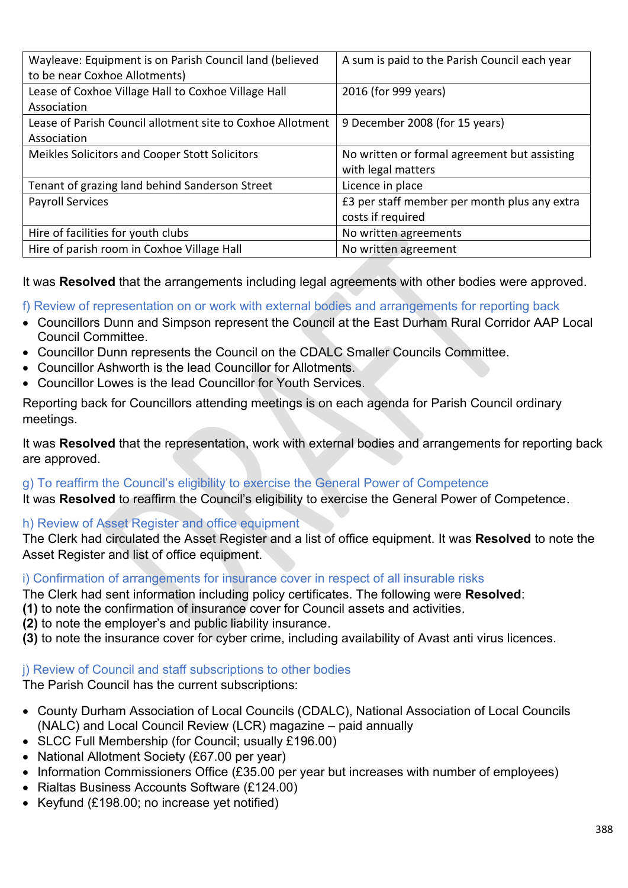| Wayleave: Equipment is on Parish Council land (believed to be near Coxhoe Allotments) | A sum is paid to the Parish Council each year |
| --- | --- |
| Lease of Coxhoe Village Hall to Coxhoe Village Hall Association | 2016 (for 999 years) |
| Lease of Parish Council allotment site to Coxhoe Allotment Association | 9 December 2008 (for 15 years) |
| Meikles Solicitors and Cooper Stott Solicitors | No written or formal agreement but assisting with legal matters |
| Tenant of grazing land behind Sanderson Street | Licence in place |
| Payroll Services | £3 per staff member per month plus any extra costs if required |
| Hire of facilities for youth clubs | No written agreements |
| Hire of parish room in Coxhoe Village Hall | No written agreement |

It was **Resolved** that the arrangements including legal agreements with other bodies were approved.

### f) Review of representation on or work with external bodies and arrangements for reporting back

- Councillors Dunn and Simpson represent the Council at the East Durham Rural Corridor AAP Local Council Committee.
- Councillor Dunn represents the Council on the CDALC Smaller Councils Committee.
- Councillor Ashworth is the lead Councillor for Allotments.
- Councillor Lowes is the lead Councillor for Youth Services.

Reporting back for Councillors attending meetings is on each agenda for Parish Council ordinary meetings.

It was **Resolved** that the representation, work with external bodies and arrangements for reporting back are approved.

### g) To reaffirm the Council's eligibility to exercise the General Power of Competence

It was **Resolved** to reaffirm the Council's eligibility to exercise the General Power of Competence.

### h) Review of Asset Register and office equipment

The Clerk had circulated the Asset Register and a list of office equipment. It was **Resolved** to note the Asset Register and list of office equipment.

### i) Confirmation of arrangements for insurance cover in respect of all insurable risks

The Clerk had sent information including policy certificates. The following were **Resolved**:
**(1)** to note the confirmation of insurance cover for Council assets and activities.
**(2)** to note the employer's and public liability insurance.
**(3)** to note the insurance cover for cyber crime, including availability of Avast anti virus licences.

### j) Review of Council and staff subscriptions to other bodies

The Parish Council has the current subscriptions:

- County Durham Association of Local Councils (CDALC), National Association of Local Councils (NALC) and Local Council Review (LCR) magazine – paid annually
- SLCC Full Membership (for Council; usually £196.00)
- National Allotment Society (£67.00 per year)
- Information Commissioners Office (£35.00 per year but increases with number of employees)
- Rialtas Business Accounts Software (£124.00)
- Keyfund (£198.00; no increase yet notified)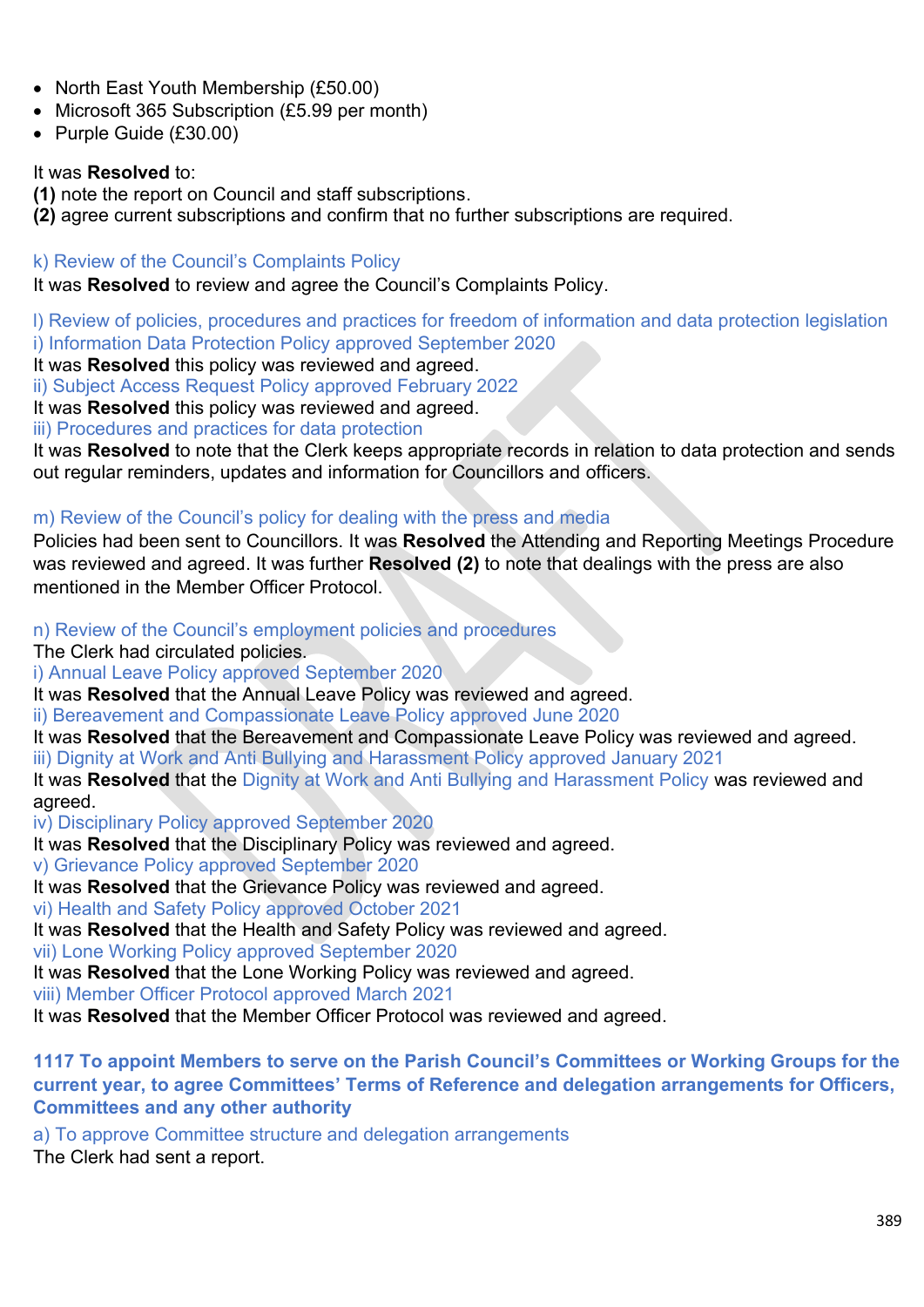- North East Youth Membership (£50.00)
- Microsoft 365 Subscription (£5.99 per month)
- Purple Guide (£30.00)

It was **Resolved** to:
**(1)** note the report on Council and staff subscriptions.
**(2)** agree current subscriptions and confirm that no further subscriptions are required.

k) Review of the Council's Complaints Policy
It was **Resolved** to review and agree the Council's Complaints Policy.

l) Review of policies, procedures and practices for freedom of information and data protection legislation
i) Information Data Protection Policy approved September 2020
It was **Resolved** this policy was reviewed and agreed.
ii) Subject Access Request Policy approved February 2022
It was **Resolved** this policy was reviewed and agreed.
iii) Procedures and practices for data protection
It was **Resolved** to note that the Clerk keeps appropriate records in relation to data protection and sends out regular reminders, updates and information for Councillors and officers.

m) Review of the Council's policy for dealing with the press and media
Policies had been sent to Councillors. It was **Resolved** the Attending and Reporting Meetings Procedure was reviewed and agreed. It was further **Resolved (2)** to note that dealings with the press are also mentioned in the Member Officer Protocol.

n) Review of the Council's employment policies and procedures
The Clerk had circulated policies.
i) Annual Leave Policy approved September 2020
It was **Resolved** that the Annual Leave Policy was reviewed and agreed.
ii) Bereavement and Compassionate Leave Policy approved June 2020
It was **Resolved** that the Bereavement and Compassionate Leave Policy was reviewed and agreed.
iii) Dignity at Work and Anti Bullying and Harassment Policy approved January 2021
It was **Resolved** that the Dignity at Work and Anti Bullying and Harassment Policy was reviewed and agreed.
iv) Disciplinary Policy approved September 2020
It was **Resolved** that the Disciplinary Policy was reviewed and agreed.
v) Grievance Policy approved September 2020
It was **Resolved** that the Grievance Policy was reviewed and agreed.
vi) Health and Safety Policy approved October 2021
It was **Resolved** that the Health and Safety Policy was reviewed and agreed.
vii) Lone Working Policy approved September 2020
It was **Resolved** that the Lone Working Policy was reviewed and agreed.
viii) Member Officer Protocol approved March 2021
It was **Resolved** that the Member Officer Protocol was reviewed and agreed.

**1117 To appoint Members to serve on the Parish Council's Committees or Working Groups for the current year, to agree Committees' Terms of Reference and delegation arrangements for Officers, Committees and any other authority**

a) To approve Committee structure and delegation arrangements
The Clerk had sent a report.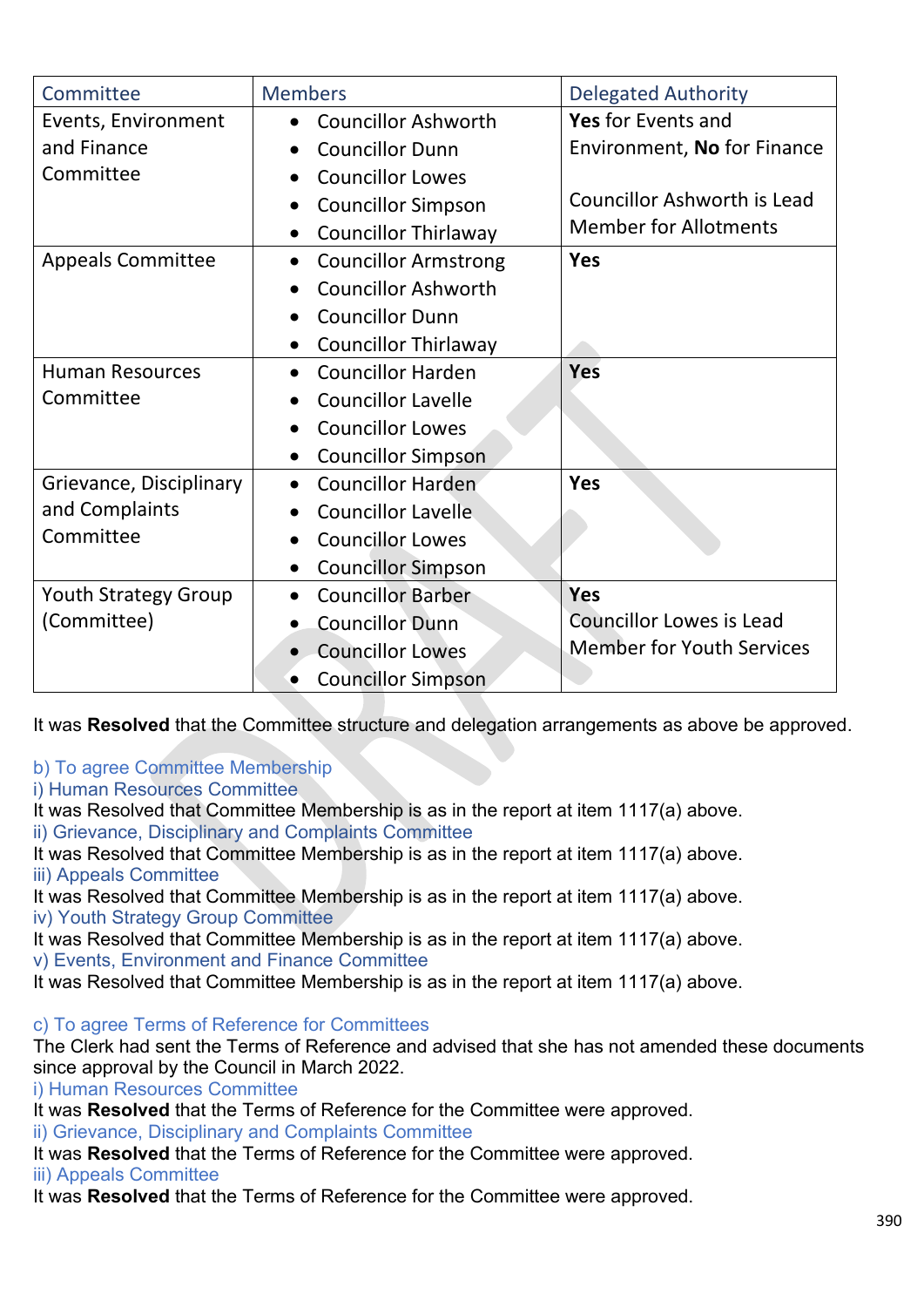| Committee | Members | Delegated Authority |
|---|---|---|
| Events, Environment and Finance Committee | • Councillor Ashworth<br>• Councillor Dunn<br>• Councillor Lowes<br>• Councillor Simpson<br>• Councillor Thirlaway | **Yes** for Events and Environment, **No** for Finance<br><br>Councillor Ashworth is Lead Member for Allotments |
| Appeals Committee | • Councillor Armstrong<br>• Councillor Ashworth<br>• Councillor Dunn<br>• Councillor Thirlaway | **Yes** |
| Human Resources Committee | • Councillor Harden<br>• Councillor Lavelle<br>• Councillor Lowes<br>• Councillor Simpson | **Yes** |
| Grievance, Disciplinary and Complaints Committee | • Councillor Harden<br>• Councillor Lavelle<br>• Councillor Lowes<br>• Councillor Simpson | **Yes** |
| Youth Strategy Group (Committee) | • Councillor Barber<br>• Councillor Dunn<br>• Councillor Lowes<br>• Councillor Simpson | **Yes**<br>Councillor Lowes is Lead Member for Youth Services |

It was **Resolved** that the Committee structure and delegation arrangements as above be approved.

b) To agree Committee Membership
i) Human Resources Committee
It was Resolved that Committee Membership is as in the report at item 1117(a) above.
ii) Grievance, Disciplinary and Complaints Committee
It was Resolved that Committee Membership is as in the report at item 1117(a) above.
iii) Appeals Committee
It was Resolved that Committee Membership is as in the report at item 1117(a) above.
iv) Youth Strategy Group Committee
It was Resolved that Committee Membership is as in the report at item 1117(a) above.
v) Events, Environment and Finance Committee
It was Resolved that Committee Membership is as in the report at item 1117(a) above.

c) To agree Terms of Reference for Committees
The Clerk had sent the Terms of Reference and advised that she has not amended these documents since approval by the Council in March 2022.
i) Human Resources Committee
It was **Resolved** that the Terms of Reference for the Committee were approved.
ii) Grievance, Disciplinary and Complaints Committee
It was **Resolved** that the Terms of Reference for the Committee were approved.
iii) Appeals Committee
It was **Resolved** that the Terms of Reference for the Committee were approved.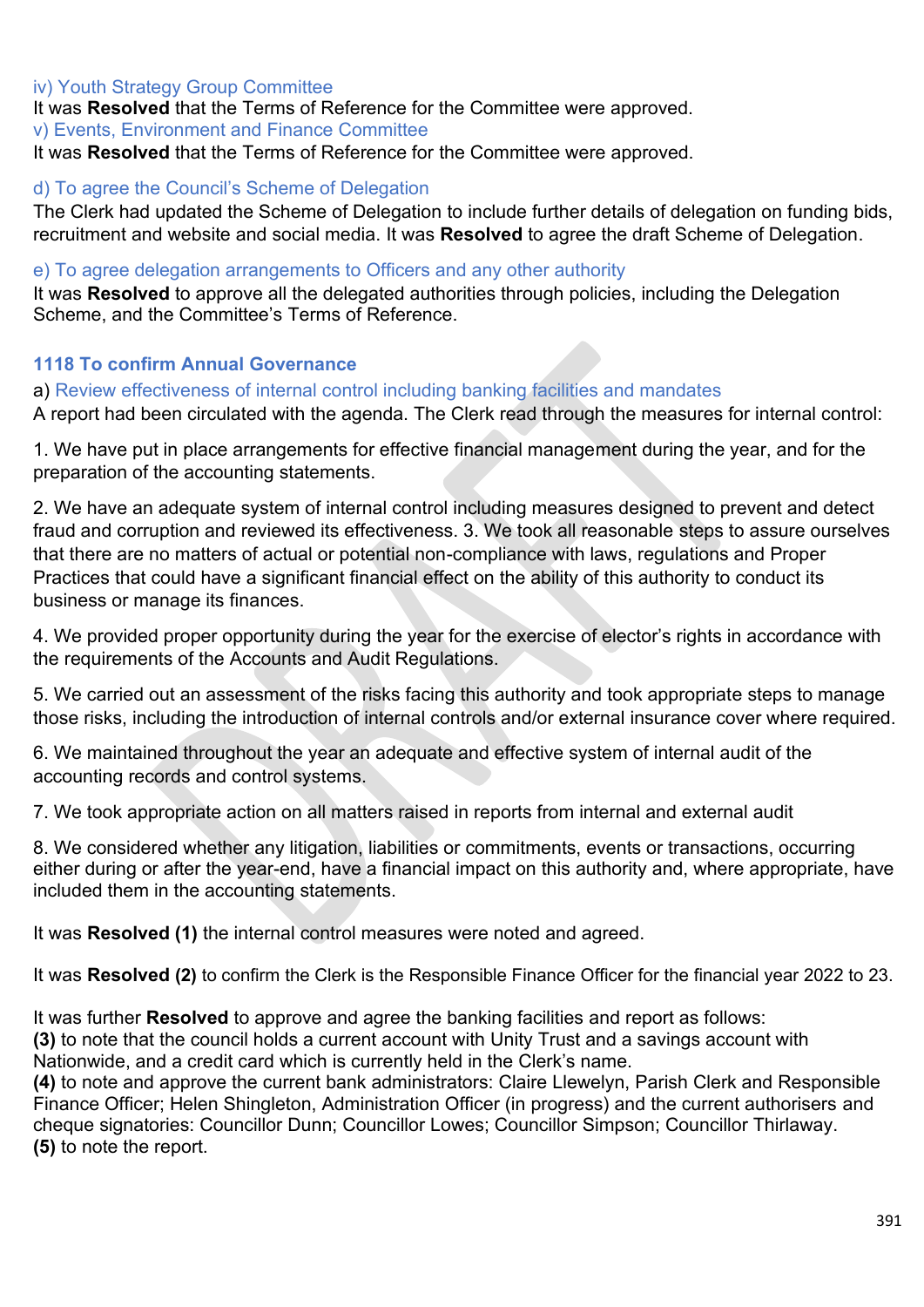iv) Youth Strategy Group Committee

It was **Resolved** that the Terms of Reference for the Committee were approved.

v) Events, Environment and Finance Committee

It was **Resolved** that the Terms of Reference for the Committee were approved.

d) To agree the Council's Scheme of Delegation

The Clerk had updated the Scheme of Delegation to include further details of delegation on funding bids, recruitment and website and social media. It was **Resolved** to agree the draft Scheme of Delegation.

e) To agree delegation arrangements to Officers and any other authority

It was **Resolved** to approve all the delegated authorities through policies, including the Delegation Scheme, and the Committee's Terms of Reference.

### 1118 To confirm Annual Governance

a) Review effectiveness of internal control including banking facilities and mandates

A report had been circulated with the agenda. The Clerk read through the measures for internal control:

1. We have put in place arrangements for effective financial management during the year, and for the preparation of the accounting statements.

2. We have an adequate system of internal control including measures designed to prevent and detect fraud and corruption and reviewed its effectiveness. 3. We took all reasonable steps to assure ourselves that there are no matters of actual or potential non-compliance with laws, regulations and Proper Practices that could have a significant financial effect on the ability of this authority to conduct its business or manage its finances.

4. We provided proper opportunity during the year for the exercise of elector's rights in accordance with the requirements of the Accounts and Audit Regulations.

5. We carried out an assessment of the risks facing this authority and took appropriate steps to manage those risks, including the introduction of internal controls and/or external insurance cover where required.

6. We maintained throughout the year an adequate and effective system of internal audit of the accounting records and control systems.

7. We took appropriate action on all matters raised in reports from internal and external audit

8. We considered whether any litigation, liabilities or commitments, events or transactions, occurring either during or after the year-end, have a financial impact on this authority and, where appropriate, have included them in the accounting statements.

It was **Resolved (1)** the internal control measures were noted and agreed.

It was **Resolved (2)** to confirm the Clerk is the Responsible Finance Officer for the financial year 2022 to 23.

It was further **Resolved** to approve and agree the banking facilities and report as follows:
**(3)** to note that the council holds a current account with Unity Trust and a savings account with Nationwide, and a credit card which is currently held in the Clerk's name.
**(4)** to note and approve the current bank administrators: Claire Llewelyn, Parish Clerk and Responsible Finance Officer; Helen Shingleton, Administration Officer (in progress) and the current authorisers and cheque signatories: Councillor Dunn; Councillor Lowes; Councillor Simpson; Councillor Thirlaway.
**(5)** to note the report.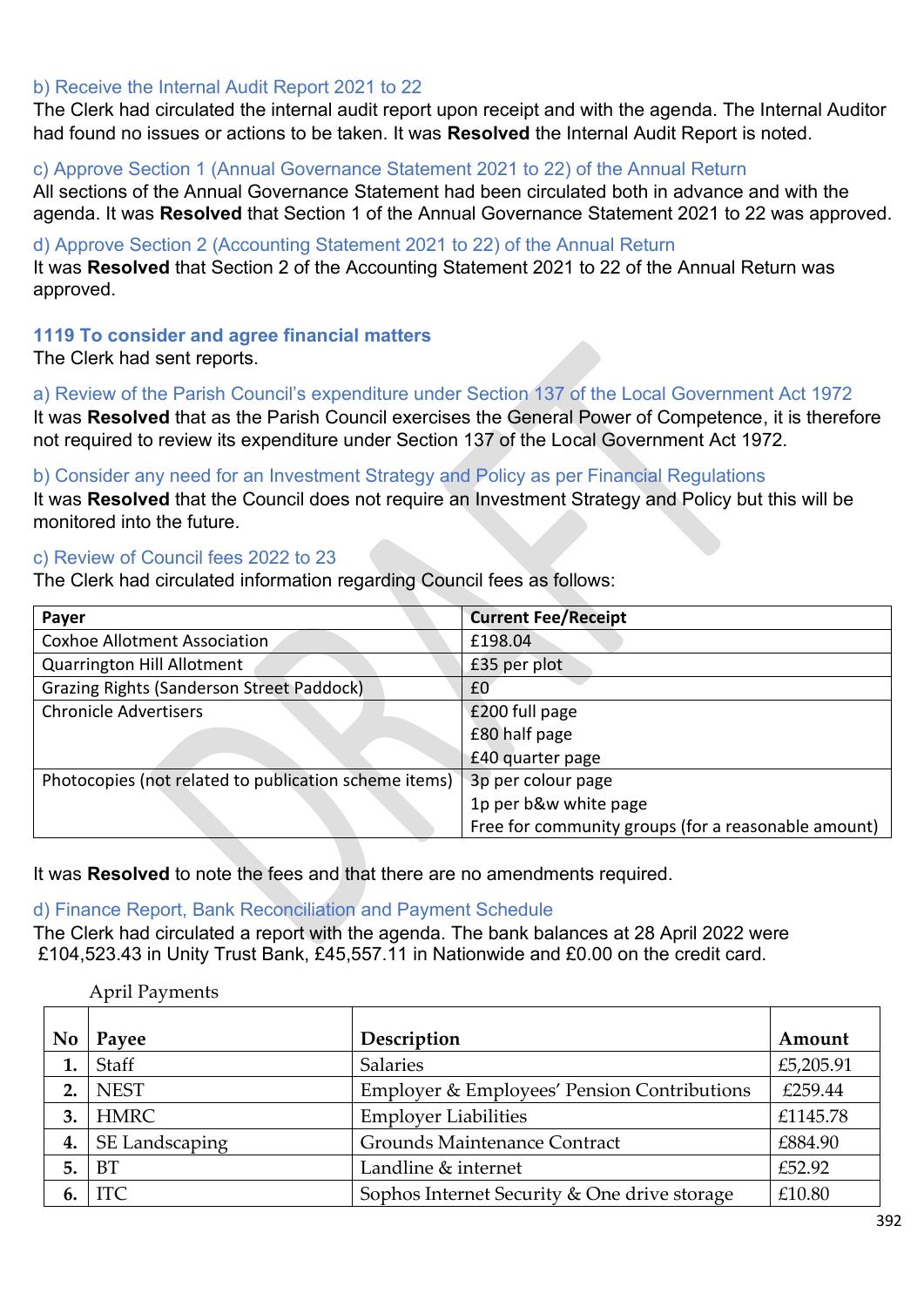### b) Receive the Internal Audit Report 2021 to 22

The Clerk had circulated the internal audit report upon receipt and with the agenda. The Internal Auditor had found no issues or actions to be taken. It was **Resolved** the Internal Audit Report is noted.

### c) Approve Section 1 (Annual Governance Statement 2021 to 22) of the Annual Return

All sections of the Annual Governance Statement had been circulated both in advance and with the agenda. It was **Resolved** that Section 1 of the Annual Governance Statement 2021 to 22 was approved.

### d) Approve Section 2 (Accounting Statement 2021 to 22) of the Annual Return

It was **Resolved** that Section 2 of the Accounting Statement 2021 to 22 of the Annual Return was approved.

## 1119 To consider and agree financial matters

The Clerk had sent reports.

### a) Review of the Parish Council's expenditure under Section 137 of the Local Government Act 1972

It was **Resolved** that as the Parish Council exercises the General Power of Competence, it is therefore not required to review its expenditure under Section 137 of the Local Government Act 1972.

### b) Consider any need for an Investment Strategy and Policy as per Financial Regulations

It was **Resolved** that the Council does not require an Investment Strategy and Policy but this will be monitored into the future.

### c) Review of Council fees 2022 to 23

The Clerk had circulated information regarding Council fees as follows:

| Payer | Current Fee/Receipt |
|---|---|
| Coxhoe Allotment Association | £198.04 |
| Quarrington Hill Allotment | £35 per plot |
| Grazing Rights (Sanderson Street Paddock) | £0 |
| Chronicle Advertisers | £200 full page<br>£80 half page<br>£40 quarter page |
| Photocopies (not related to publication scheme items) | 3p per colour page<br>1p per b&w white page<br>Free for community groups (for a reasonable amount) |

It was **Resolved** to note the fees and that there are no amendments required.

### d) Finance Report, Bank Reconciliation and Payment Schedule

The Clerk had circulated a report with the agenda. The bank balances at 28 April 2022 were £104,523.43 in Unity Trust Bank, £45,557.11 in Nationwide and £0.00 on the credit card.

April Payments

| No | Payee | Description | Amount |
|---|---|---|---|
| 1. | Staff | Salaries | £5,205.91 |
| 2. | NEST | Employer & Employees' Pension Contributions | £259.44 |
| 3. | HMRC | Employer Liabilities | £1145.78 |
| 4. | SE Landscaping | Grounds Maintenance Contract | £884.90 |
| 5. | BT | Landline & internet | £52.92 |
| 6. | ITC | Sophos Internet Security & One drive storage | £10.80 |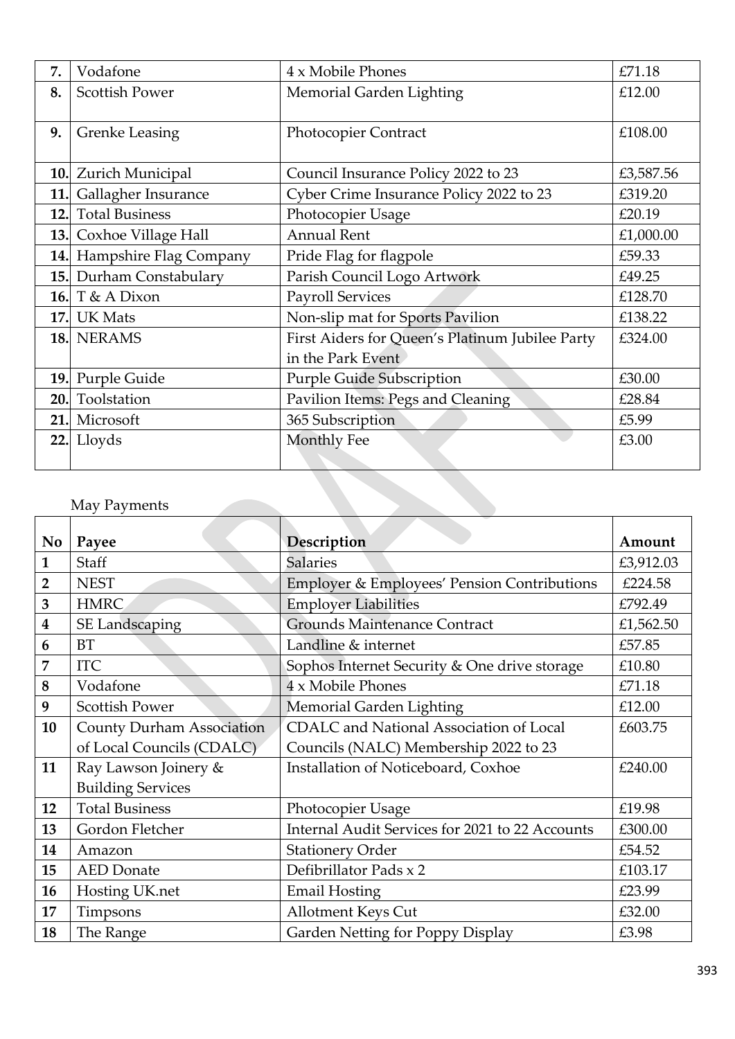| | | | |
|---|---|---|---|
| 7. | Vodafone | 4 x Mobile Phones | £71.18 |
| 8. | Scottish Power | Memorial Garden Lighting | £12.00 |
| 9. | Grenke Leasing | Photocopier Contract | £108.00 |
| 10. | Zurich Municipal | Council Insurance Policy 2022 to 23 | £3,587.56 |
| 11. | Gallagher Insurance | Cyber Crime Insurance Policy 2022 to 23 | £319.20 |
| 12. | Total Business | Photocopier Usage | £20.19 |
| 13. | Coxhoe Village Hall | Annual Rent | £1,000.00 |
| 14. | Hampshire Flag Company | Pride Flag for flagpole | £59.33 |
| 15. | Durham Constabulary | Parish Council Logo Artwork | £49.25 |
| 16. | T & A Dixon | Payroll Services | £128.70 |
| 17. | UK Mats | Non-slip mat for Sports Pavilion | £138.22 |
| 18. | NERAMS | First Aiders for Queen's Platinum Jubilee Party in the Park Event | £324.00 |
| 19. | Purple Guide | Purple Guide Subscription | £30.00 |
| 20. | Toolstation | Pavilion Items: Pegs and Cleaning | £28.84 |
| 21. | Microsoft | 365 Subscription | £5.99 |
| 22. | Lloyds | Monthly Fee | £3.00 |

May Payments

| No | Payee | Description | Amount |
|---|---|---|---|
| 1 | Staff | Salaries | £3,912.03 |
| 2 | NEST | Employer & Employees' Pension Contributions | £224.58 |
| 3 | HMRC | Employer Liabilities | £792.49 |
| 4 | SE Landscaping | Grounds Maintenance Contract | £1,562.50 |
| 6 | BT | Landline & internet | £57.85 |
| 7 | ITC | Sophos Internet Security & One drive storage | £10.80 |
| 8 | Vodafone | 4 x Mobile Phones | £71.18 |
| 9 | Scottish Power | Memorial Garden Lighting | £12.00 |
| 10 | County Durham Association of Local Councils (CDALC) | CDALC and National Association of Local Councils (NALC) Membership 2022 to 23 | £603.75 |
| 11 | Ray Lawson Joinery & Building Services | Installation of Noticeboard, Coxhoe | £240.00 |
| 12 | Total Business | Photocopier Usage | £19.98 |
| 13 | Gordon Fletcher | Internal Audit Services for 2021 to 22 Accounts | £300.00 |
| 14 | Amazon | Stationery Order | £54.52 |
| 15 | AED Donate | Defibrillator Pads x 2 | £103.17 |
| 16 | Hosting UK.net | Email Hosting | £23.99 |
| 17 | Timpsons | Allotment Keys Cut | £32.00 |
| 18 | The Range | Garden Netting for Poppy Display | £3.98 |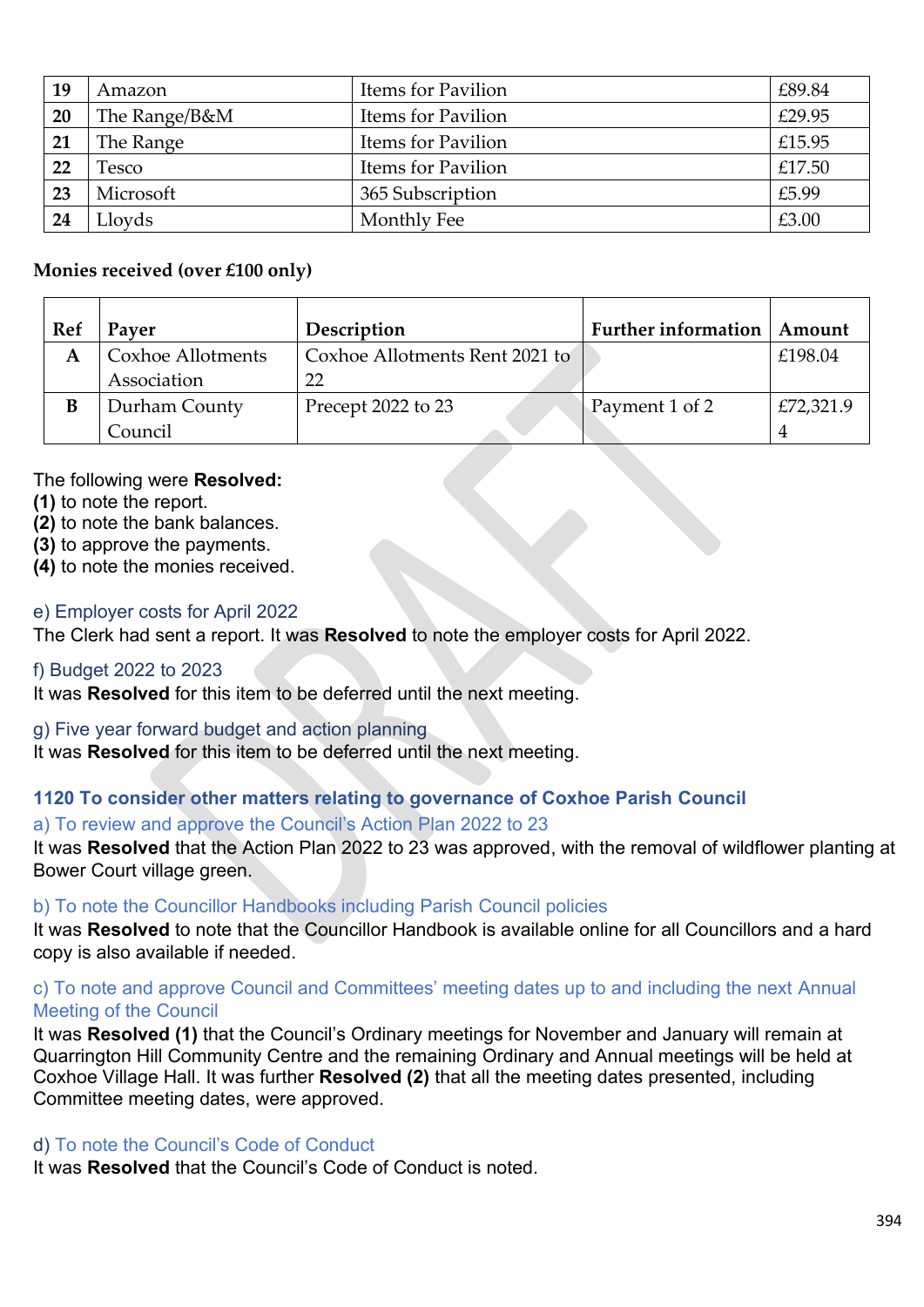| 19 | Amazon | Items for Pavilion | £89.84 |
|---|---|---|---|
| 20 | The Range/B&M | Items for Pavilion | £29.95 |
| 21 | The Range | Items for Pavilion | £15.95 |
| 22 | Tesco | Items for Pavilion | £17.50 |
| 23 | Microsoft | 365 Subscription | £5.99 |
| 24 | Lloyds | Monthly Fee | £3.00 |

**Monies received (over £100 only)**

| Ref | Payer | Description | Further information | Amount |
|---|---|---|---|---|
| A | Coxhoe Allotments Association | Coxhoe Allotments Rent 2021 to 22 | | £198.04 |
| B | Durham County Council | Precept 2022 to 23 | Payment 1 of 2 | £72,321.94 |

The following were **Resolved:**
**(1)** to note the report.
**(2)** to note the bank balances.
**(3)** to approve the payments.
**(4)** to note the monies received.

e) Employer costs for April 2022

The Clerk had sent a report. It was **Resolved** to note the employer costs for April 2022.

f) Budget 2022 to 2023

It was **Resolved** for this item to be deferred until the next meeting.

g) Five year forward budget and action planning

It was **Resolved** for this item to be deferred until the next meeting.

## 1120 To consider other matters relating to governance of Coxhoe Parish Council

a) To review and approve the Council's Action Plan 2022 to 23

It was **Resolved** that the Action Plan 2022 to 23 was approved, with the removal of wildflower planting at Bower Court village green.

b) To note the Councillor Handbooks including Parish Council policies

It was **Resolved** to note that the Councillor Handbook is available online for all Councillors and a hard copy is also available if needed.

c) To note and approve Council and Committees' meeting dates up to and including the next Annual Meeting of the Council

It was **Resolved (1)** that the Council's Ordinary meetings for November and January will remain at Quarrington Hill Community Centre and the remaining Ordinary and Annual meetings will be held at Coxhoe Village Hall. It was further **Resolved (2)** that all the meeting dates presented, including Committee meeting dates, were approved.

d) To note the Council's Code of Conduct

It was **Resolved** that the Council's Code of Conduct is noted.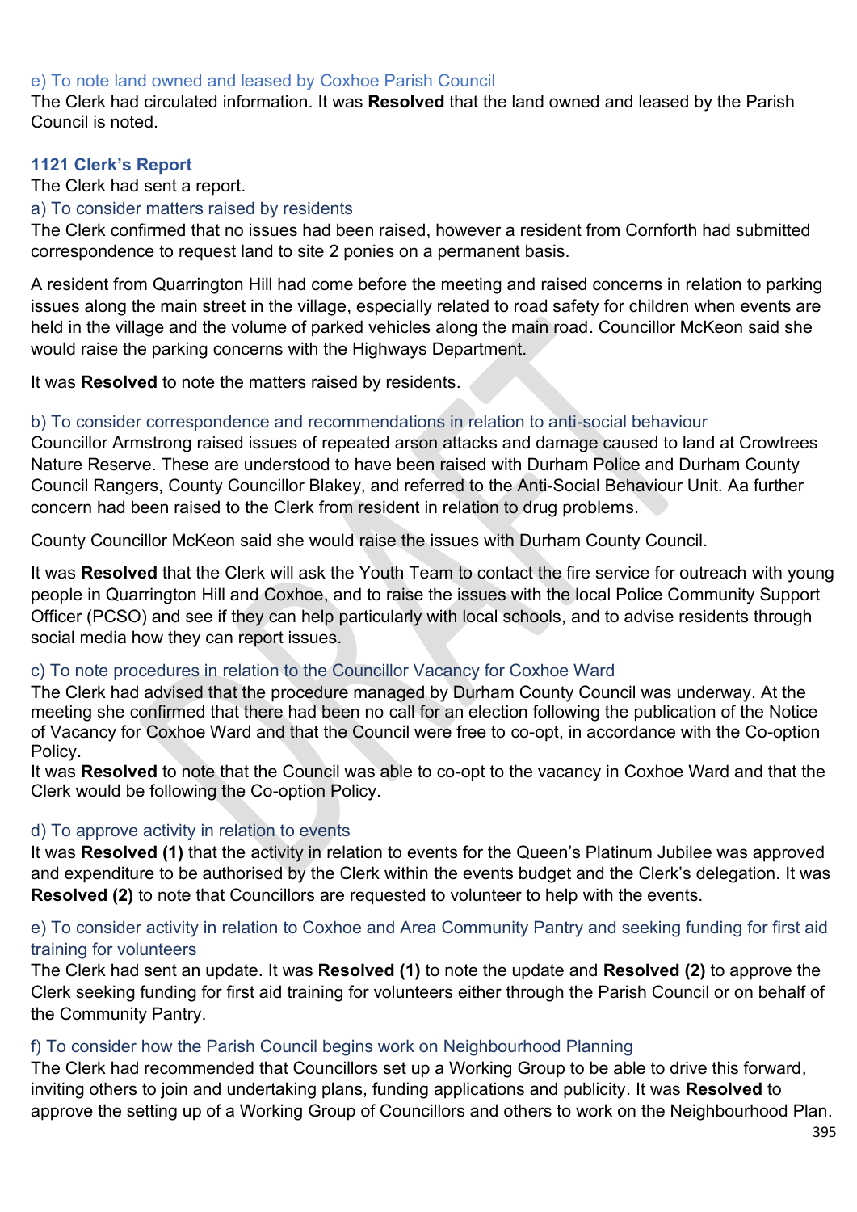### e) To note land owned and leased by Coxhoe Parish Council

The Clerk had circulated information. It was **Resolved** that the land owned and leased by the Parish Council is noted.

## 1121 Clerk's Report

The Clerk had sent a report.

### a) To consider matters raised by residents

The Clerk confirmed that no issues had been raised, however a resident from Cornforth had submitted correspondence to request land to site 2 ponies on a permanent basis.

A resident from Quarrington Hill had come before the meeting and raised concerns in relation to parking issues along the main street in the village, especially related to road safety for children when events are held in the village and the volume of parked vehicles along the main road. Councillor McKeon said she would raise the parking concerns with the Highways Department.

It was **Resolved** to note the matters raised by residents.

### b) To consider correspondence and recommendations in relation to anti-social behaviour

Councillor Armstrong raised issues of repeated arson attacks and damage caused to land at Crowtrees Nature Reserve. These are understood to have been raised with Durham Police and Durham County Council Rangers, County Councillor Blakey, and referred to the Anti-Social Behaviour Unit. Aa further concern had been raised to the Clerk from resident in relation to drug problems.

County Councillor McKeon said she would raise the issues with Durham County Council.

It was **Resolved** that the Clerk will ask the Youth Team to contact the fire service for outreach with young people in Quarrington Hill and Coxhoe, and to raise the issues with the local Police Community Support Officer (PCSO) and see if they can help particularly with local schools, and to advise residents through social media how they can report issues.

### c) To note procedures in relation to the Councillor Vacancy for Coxhoe Ward

The Clerk had advised that the procedure managed by Durham County Council was underway. At the meeting she confirmed that there had been no call for an election following the publication of the Notice of Vacancy for Coxhoe Ward and that the Council were free to co-opt, in accordance with the Co-option Policy.
It was **Resolved** to note that the Council was able to co-opt to the vacancy in Coxhoe Ward and that the Clerk would be following the Co-option Policy.

### d) To approve activity in relation to events

It was **Resolved (1)** that the activity in relation to events for the Queen's Platinum Jubilee was approved and expenditure to be authorised by the Clerk within the events budget and the Clerk's delegation. It was **Resolved (2)** to note that Councillors are requested to volunteer to help with the events.

### e) To consider activity in relation to Coxhoe and Area Community Pantry and seeking funding for first aid training for volunteers

The Clerk had sent an update. It was **Resolved (1)** to note the update and **Resolved (2)** to approve the Clerk seeking funding for first aid training for volunteers either through the Parish Council or on behalf of the Community Pantry.

### f) To consider how the Parish Council begins work on Neighbourhood Planning

The Clerk had recommended that Councillors set up a Working Group to be able to drive this forward, inviting others to join and undertaking plans, funding applications and publicity. It was **Resolved** to approve the setting up of a Working Group of Councillors and others to work on the Neighbourhood Plan.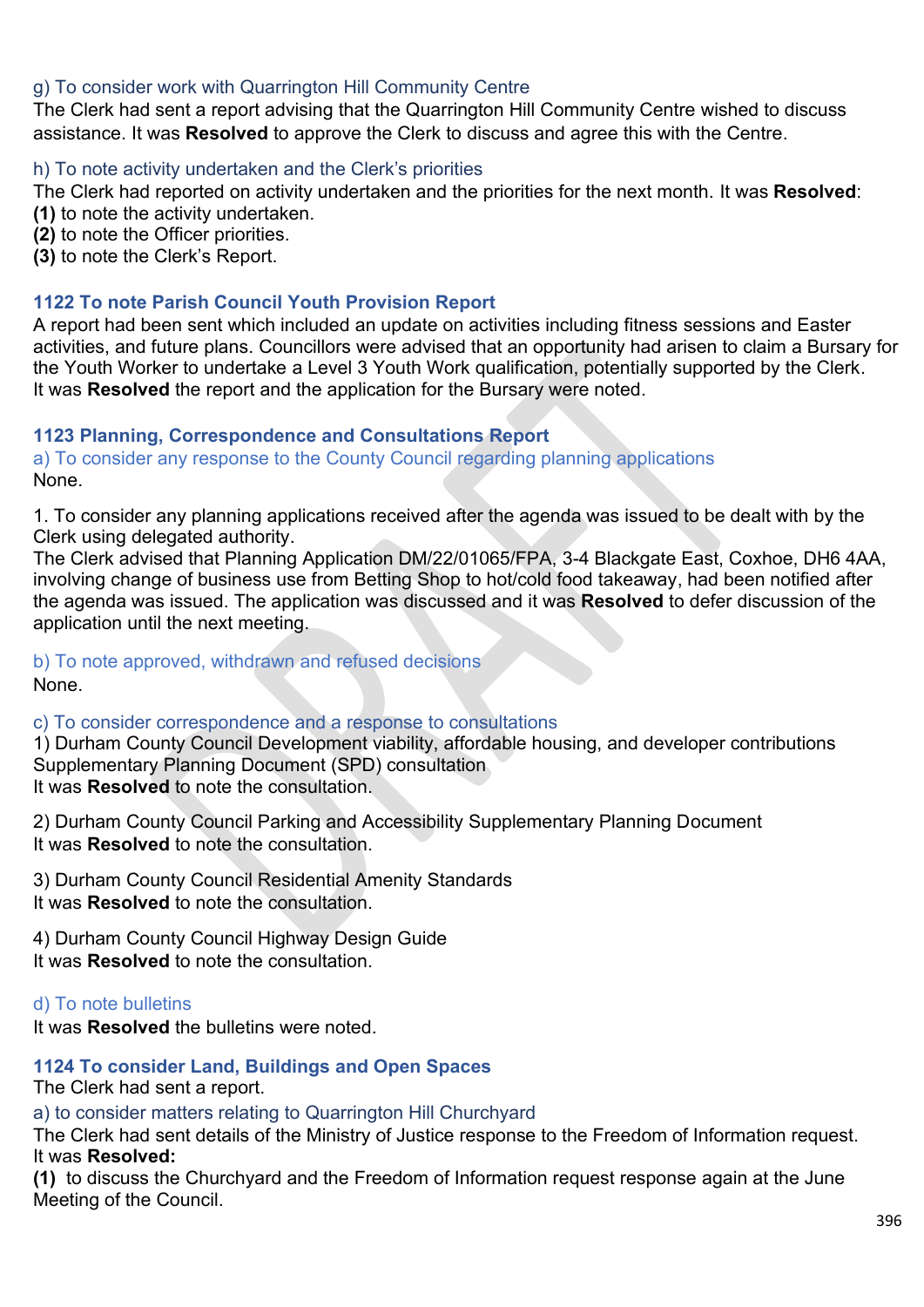### g) To consider work with Quarrington Hill Community Centre

The Clerk had sent a report advising that the Quarrington Hill Community Centre wished to discuss assistance. It was **Resolved** to approve the Clerk to discuss and agree this with the Centre.

### h) To note activity undertaken and the Clerk's priorities

The Clerk had reported on activity undertaken and the priorities for the next month. It was **Resolved**:
**(1)** to note the activity undertaken.
**(2)** to note the Officer priorities.
**(3)** to note the Clerk's Report.

## 1122 To note Parish Council Youth Provision Report

A report had been sent which included an update on activities including fitness sessions and Easter activities, and future plans. Councillors were advised that an opportunity had arisen to claim a Bursary for the Youth Worker to undertake a Level 3 Youth Work qualification, potentially supported by the Clerk.
It was **Resolved** the report and the application for the Bursary were noted.

## 1123 Planning, Correspondence and Consultations Report

### a) To consider any response to the County Council regarding planning applications

None.

1. To consider any planning applications received after the agenda was issued to be dealt with by the Clerk using delegated authority.
The Clerk advised that Planning Application DM/22/01065/FPA, 3-4 Blackgate East, Coxhoe, DH6 4AA, involving change of business use from Betting Shop to hot/cold food takeaway, had been notified after the agenda was issued. The application was discussed and it was **Resolved** to defer discussion of the application until the next meeting.

### b) To note approved, withdrawn and refused decisions

None.

### c) To consider correspondence and a response to consultations

1) Durham County Council Development viability, affordable housing, and developer contributions Supplementary Planning Document (SPD) consultation
It was **Resolved** to note the consultation.

2) Durham County Council Parking and Accessibility Supplementary Planning Document
It was **Resolved** to note the consultation.

3) Durham County Council Residential Amenity Standards
It was **Resolved** to note the consultation.

4) Durham County Council Highway Design Guide
It was **Resolved** to note the consultation.

### d) To note bulletins

It was **Resolved** the bulletins were noted.

## 1124 To consider Land, Buildings and Open Spaces

The Clerk had sent a report.

### a) to consider matters relating to Quarrington Hill Churchyard

The Clerk had sent details of the Ministry of Justice response to the Freedom of Information request.
It was **Resolved:**
**(1)** to discuss the Churchyard and the Freedom of Information request response again at the June Meeting of the Council.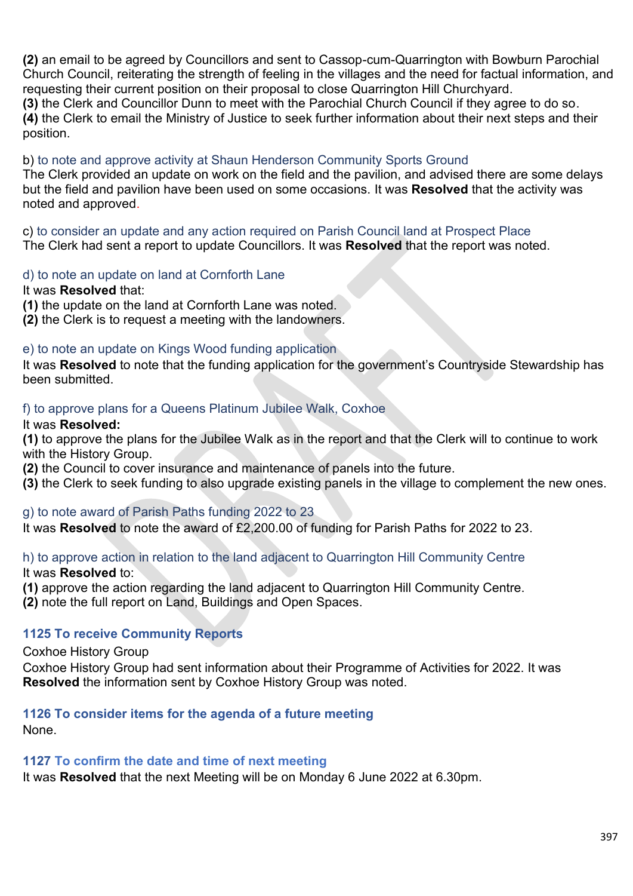**(2)** an email to be agreed by Councillors and sent to Cassop-cum-Quarrington with Bowburn Parochial Church Council, reiterating the strength of feeling in the villages and the need for factual information, and requesting their current position on their proposal to close Quarrington Hill Churchyard.
**(3)** the Clerk and Councillor Dunn to meet with the Parochial Church Council if they agree to do so.
**(4)** the Clerk to email the Ministry of Justice to seek further information about their next steps and their position.

b) to note and approve activity at Shaun Henderson Community Sports Ground
The Clerk provided an update on work on the field and the pavilion, and advised there are some delays but the field and pavilion have been used on some occasions. It was **Resolved** that the activity was noted and approved.

c) to consider an update and any action required on Parish Council land at Prospect Place
The Clerk had sent a report to update Councillors. It was **Resolved** that the report was noted.

d) to note an update on land at Cornforth Lane
It was **Resolved** that:
**(1)** the update on the land at Cornforth Lane was noted.
**(2)** the Clerk is to request a meeting with the landowners.

e) to note an update on Kings Wood funding application
It was **Resolved** to note that the funding application for the government's Countryside Stewardship has been submitted.

f) to approve plans for a Queens Platinum Jubilee Walk, Coxhoe
It was **Resolved:**
**(1)** to approve the plans for the Jubilee Walk as in the report and that the Clerk will to continue to work with the History Group.
**(2)** the Council to cover insurance and maintenance of panels into the future.
**(3)** the Clerk to seek funding to also upgrade existing panels in the village to complement the new ones.

g) to note award of Parish Paths funding 2022 to 23
It was **Resolved** to note the award of £2,200.00 of funding for Parish Paths for 2022 to 23.

h) to approve action in relation to the land adjacent to Quarrington Hill Community Centre
It was **Resolved** to:
**(1)** approve the action regarding the land adjacent to Quarrington Hill Community Centre.
**(2)** note the full report on Land, Buildings and Open Spaces.

### 1125 To receive Community Reports

Coxhoe History Group
Coxhoe History Group had sent information about their Programme of Activities for 2022. It was **Resolved** the information sent by Coxhoe History Group was noted.

### 1126 To consider items for the agenda of a future meeting

None.

### 1127 To confirm the date and time of next meeting

It was **Resolved** that the next Meeting will be on Monday 6 June 2022 at 6.30pm.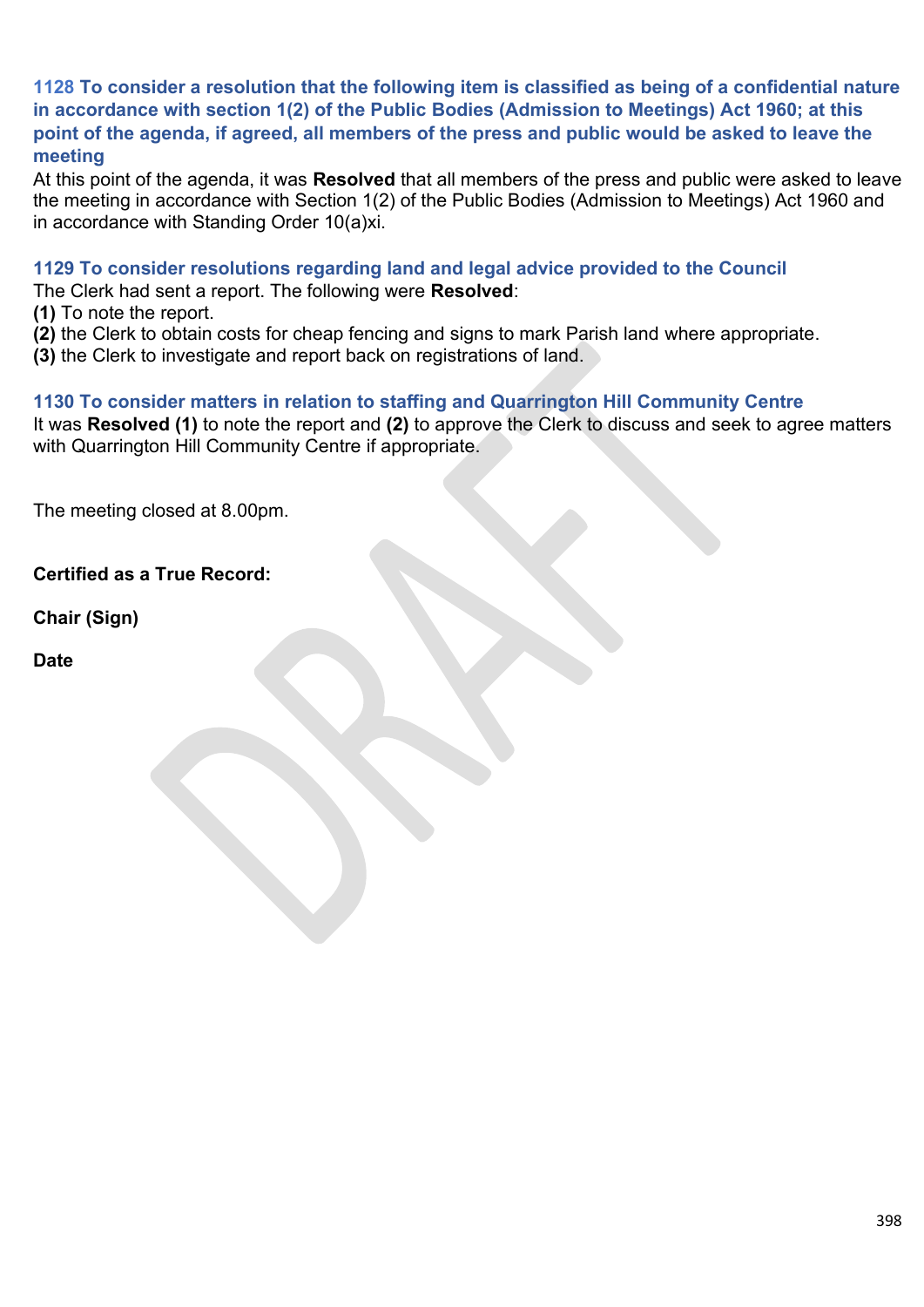### 1128 To consider a resolution that the following item is classified as being of a confidential nature in accordance with section 1(2) of the Public Bodies (Admission to Meetings) Act 1960; at this point of the agenda, if agreed, all members of the press and public would be asked to leave the meeting

At this point of the agenda, it was **Resolved** that all members of the press and public were asked to leave the meeting in accordance with Section 1(2) of the Public Bodies (Admission to Meetings) Act 1960 and in accordance with Standing Order 10(a)xi.

### 1129 To consider resolutions regarding land and legal advice provided to the Council

The Clerk had sent a report. The following were **Resolved**:

**(1)** To note the report.
**(2)** the Clerk to obtain costs for cheap fencing and signs to mark Parish land where appropriate.
**(3)** the Clerk to investigate and report back on registrations of land.

### 1130 To consider matters in relation to staffing and Quarrington Hill Community Centre

It was **Resolved** **(1)** to note the report and **(2)** to approve the Clerk to discuss and seek to agree matters with Quarrington Hill Community Centre if appropriate.

The meeting closed at 8.00pm.

**Certified as a True Record:**

**Chair (Sign)**

**Date**